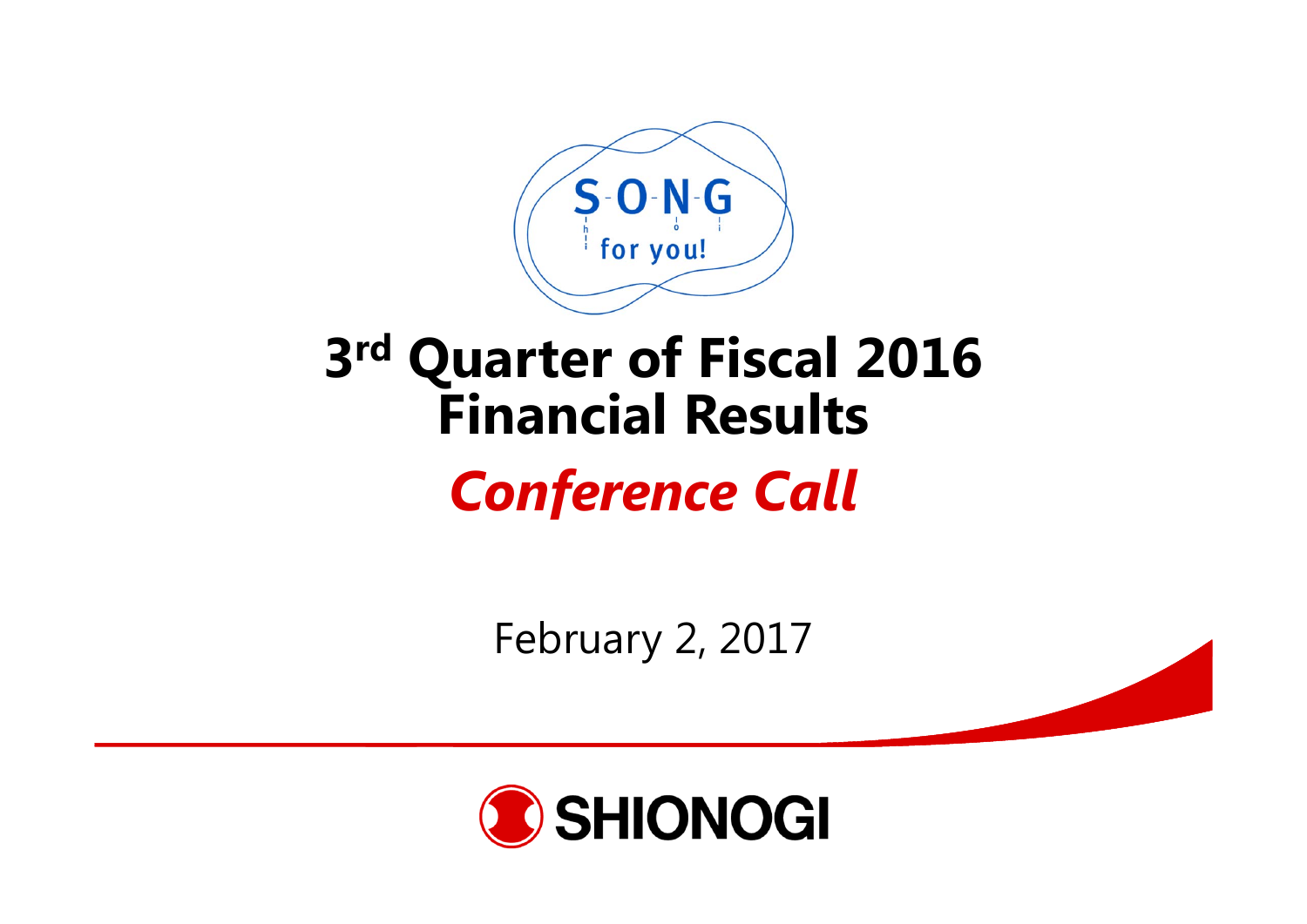S-O-N-G for you!

# 3rd Quarter of Fiscal 2016 Financial Results

## *Conference Call*

February 2, 2017

SHIONOGI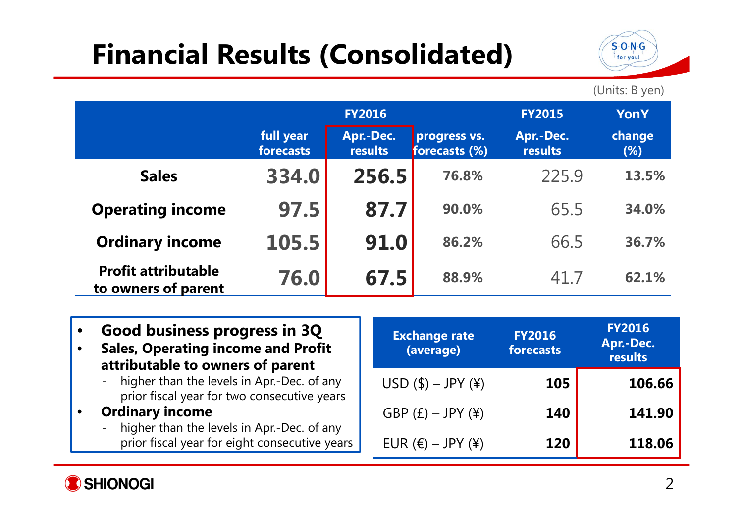# Financial Results (Consolidated)

(Units: B yen)

| | FY2016 | | | FY2015 | YonY |
|---|---|---|---|---|---|
| | full year forecasts | Apr.-Dec. results | progress vs. forecasts (%) | Apr.-Dec. results | change (%) |
| **Sales** | 334.0 | 256.5 | 76.8% | 225.9 | 13.5% |
| **Operating income** | 97.5 | 87.7 | 90.0% | 65.5 | 34.0% |
| **Ordinary income** | 105.5 | 91.0 | 86.2% | 66.5 | 36.7% |
| **Profit attributable to owners of parent** | 76.0 | 67.5 | 88.9% | 41.7 | 62.1% |

- **Good business progress in 3Q**
- **Sales, Operating income and Profit attributable to owners of parent**
  - higher than the levels in Apr.-Dec. of any prior fiscal year for two consecutive years
- **Ordinary income**
  - higher than the levels in Apr.-Dec. of any prior fiscal year for eight consecutive years

| Exchange rate (average) | FY2016 forecasts | FY2016 Apr.-Dec. results |
|---|---|---|
| USD ($) – JPY (¥) | 105 | 106.66 |
| GBP (£) – JPY (¥) | 140 | 141.90 |
| EUR (€) – JPY (¥) | 120 | 118.06 |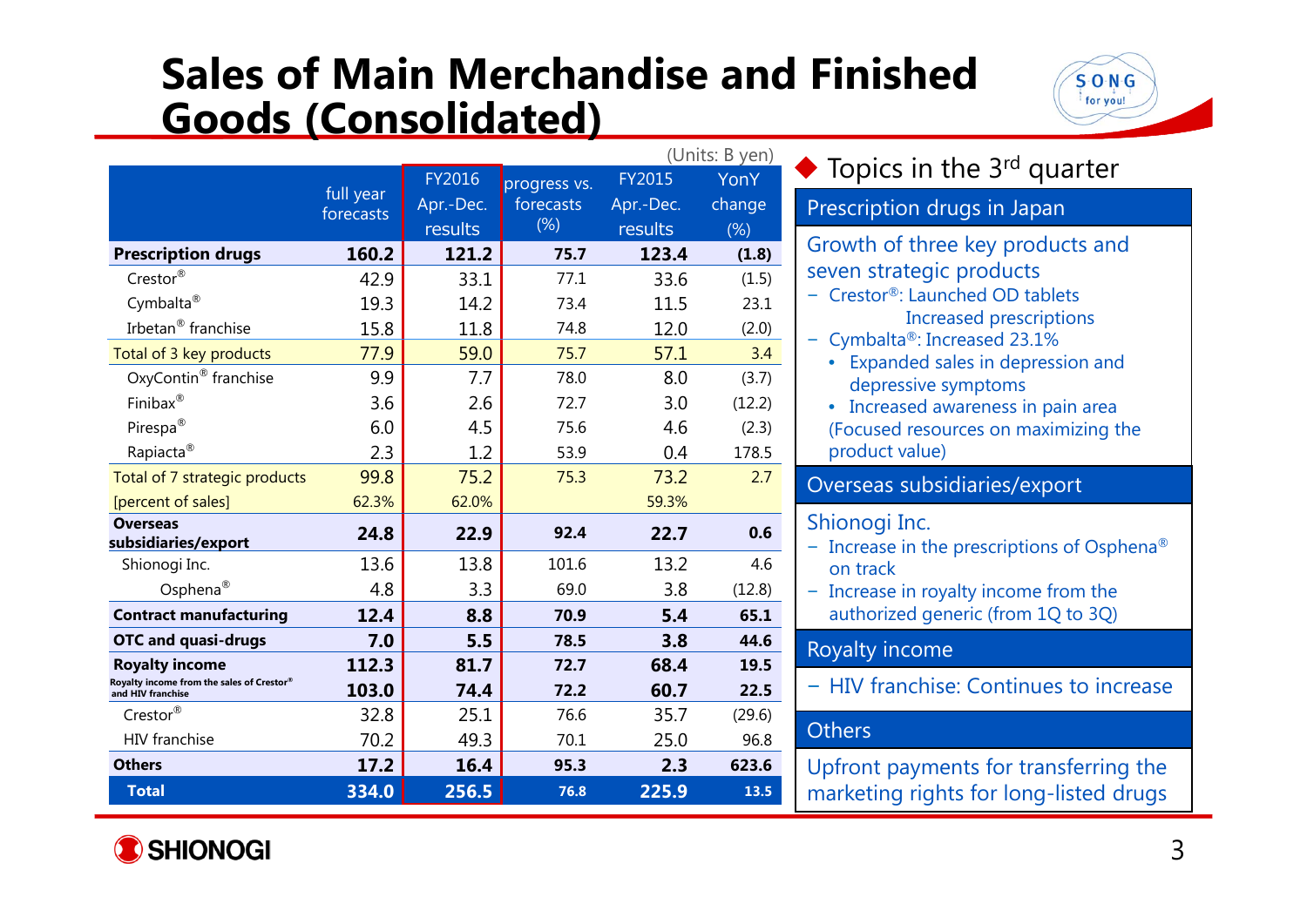# Sales of Main Merchandise and Finished Goods (Consolidated)

(Units: B yen)

| | full year forecasts | FY2016 Apr.-Dec. results | progress vs. forecasts (%) | FY2015 Apr.-Dec. results | YonY change (%) |
|---|---|---|---|---|---|
| **Prescription drugs** | **160.2** | **121.2** | **75.7** | **123.4** | **(1.8)** |
| Crestor® | 42.9 | 33.1 | 77.1 | 33.6 | (1.5) |
| Cymbalta® | 19.3 | 14.2 | 73.4 | 11.5 | 23.1 |
| Irbetan® franchise | 15.8 | 11.8 | 74.8 | 12.0 | (2.0) |
| Total of 3 key products | 77.9 | 59.0 | 75.7 | 57.1 | 3.4 |
| OxyContin® franchise | 9.9 | 7.7 | 78.0 | 8.0 | (3.7) |
| Finibax® | 3.6 | 2.6 | 72.7 | 3.0 | (12.2) |
| Pirespa® | 6.0 | 4.5 | 75.6 | 4.6 | (2.3) |
| Rapiacta® | 2.3 | 1.2 | 53.9 | 0.4 | 178.5 |
| Total of 7 strategic products | 99.8 | 75.2 | 75.3 | 73.2 | 2.7 |
| [percent of sales] | 62.3% | 62.0% | | 59.3% | |
| **Overseas subsidiaries/export** | **24.8** | **22.9** | **92.4** | **22.7** | **0.6** |
| Shionogi Inc. | 13.6 | 13.8 | 101.6 | 13.2 | 4.6 |
| Osphena® | 4.8 | 3.3 | 69.0 | 3.8 | (12.8) |
| **Contract manufacturing** | **12.4** | **8.8** | **70.9** | **5.4** | **65.1** |
| **OTC and quasi-drugs** | **7.0** | **5.5** | **78.5** | **3.8** | **44.6** |
| **Royalty income** | **112.3** | **81.7** | **72.7** | **68.4** | **19.5** |
| **Royalty income from the sales of Crestor® and HIV franchise** | **103.0** | **74.4** | **72.2** | **60.7** | **22.5** |
| Crestor® | 32.8 | 25.1 | 76.6 | 35.7 | (29.6) |
| HIV franchise | 70.2 | 49.3 | 70.1 | 25.0 | 96.8 |
| **Others** | **17.2** | **16.4** | **95.3** | **2.3** | **623.6** |
| **Total** | **334.0** | **256.5** | **76.8** | **225.9** | **13.5** |

## ◆ Topics in the 3rd quarter

### Prescription drugs in Japan

Growth of three key products and seven strategic products

- Crestor®: Launched OD tablets
  Increased prescriptions
- Cymbalta®: Increased 23.1%
  - Expanded sales in depression and depressive symptoms
  - Increased awareness in pain area

  (Focused resources on maximizing the product value)

### Overseas subsidiaries/export

Shionogi Inc.

- Increase in the prescriptions of Osphena® on track
- Increase in royalty income from the authorized generic (from 1Q to 3Q)

### Royalty income

- HIV franchise: Continues to increase

### Others

Upfront payments for transferring the marketing rights for long-listed drugs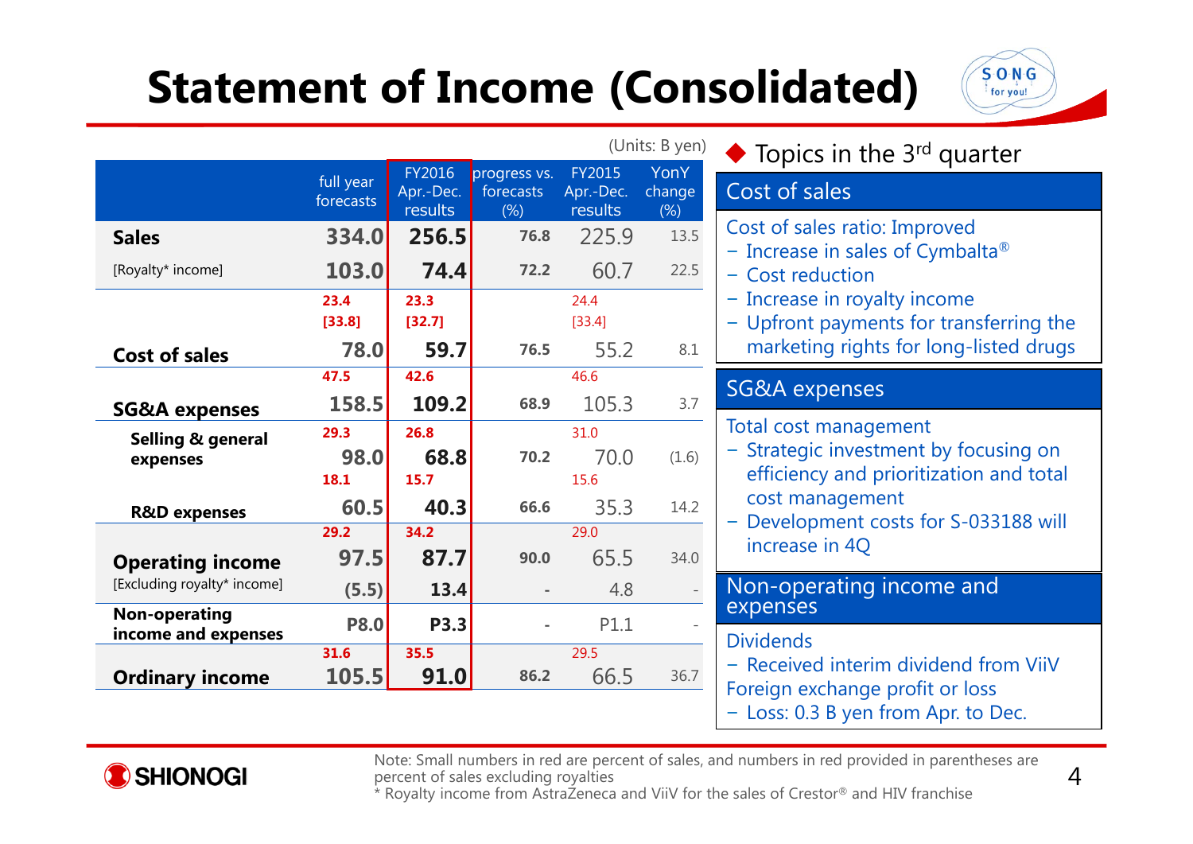# Statement of Income (Consolidated)

(Units: B yen)

| | full year forecasts | FY2016 Apr.-Dec. results | progress vs. forecasts (%) | FY2015 Apr.-Dec. results | YonY change (%) |
|---|---|---|---|---|---|
| **Sales** | 334.0 | 256.5 | 76.8 | 225.9 | 13.5 |
| [Royalty* income] | 103.0 | 74.4 | 72.2 | 60.7 | 22.5 |
| | 23.4 [33.8] | 23.3 [32.7] | | 24.4 [33.4] | |
| **Cost of sales** | 78.0 | 59.7 | 76.5 | 55.2 | 8.1 |
| | 47.5 | 42.6 | | 46.6 | |
| **SG&A expenses** | 158.5 | 109.2 | 68.9 | 105.3 | 3.7 |
| | 29.3 | 26.8 | | 31.0 | |
| **Selling & general expenses** | 98.0 | 68.8 | 70.2 | 70.0 | (1.6) |
| | 18.1 | 15.7 | | 15.6 | |
| **R&D expenses** | 60.5 | 40.3 | 66.6 | 35.3 | 14.2 |
| | 29.2 | 34.2 | | 29.0 | |
| **Operating income** | 97.5 | 87.7 | 90.0 | 65.5 | 34.0 |
| [Excluding royalty* income] | (5.5) | 13.4 | - | 4.8 | - |
| **Non-operating income and expenses** | P8.0 | P3.3 | - | P1.1 | - |
| | 31.6 | 35.5 | | 29.5 | |
| **Ordinary income** | 105.5 | 91.0 | 86.2 | 66.5 | 36.7 |

## Topics in the 3rd quarter

### Cost of sales

Cost of sales ratio: Improved
- Increase in sales of Cymbalta®
- Cost reduction
- Increase in royalty income
- Upfront payments for transferring the marketing rights for long-listed drugs

### SG&A expenses

Total cost management
- Strategic investment by focusing on efficiency and prioritization and total cost management
- Development costs for S-033188 will increase in 4Q

### Non-operating income and expenses

Dividends
- Received interim dividend from ViiV

Foreign exchange profit or loss
- Loss: 0.3 B yen from Apr. to Dec.

Note: Small numbers in red are percent of sales, and numbers in red provided in parentheses are percent of sales excluding royalties
* Royalty income from AstraZeneca and ViiV for the sales of Crestor® and HIV franchise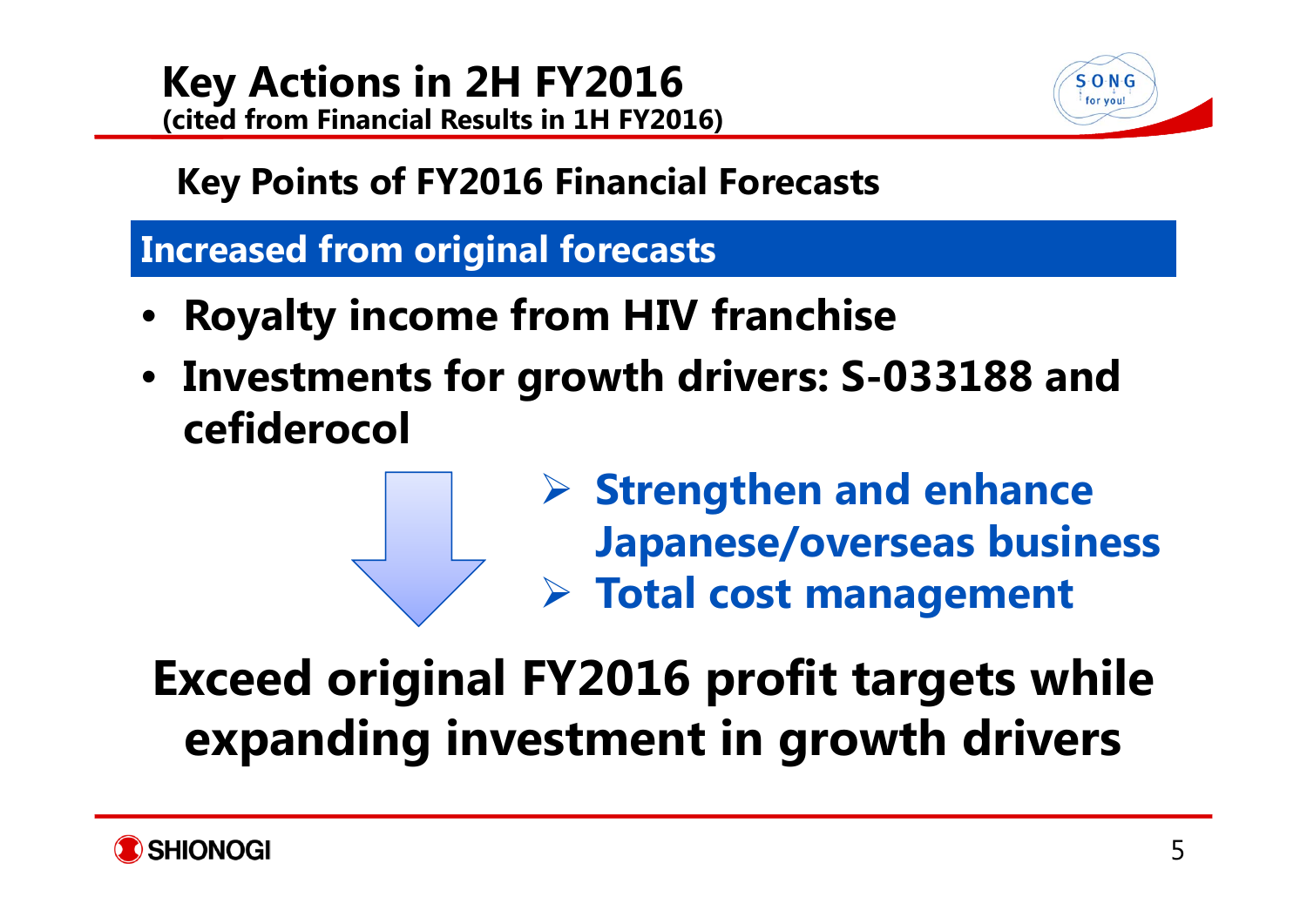# Key Actions in 2H FY2016

**(cited from Financial Results in 1H FY2016)**

## Key Points of FY2016 Financial Forecasts

### Increased from original forecasts

- **Royalty income from HIV franchise**
- **Investments for growth drivers: S-033188 and cefiderocol**

> - **Strengthen and enhance Japanese/overseas business**
> - **Total cost management**

**Exceed original FY2016 profit targets while expanding investment in growth drivers**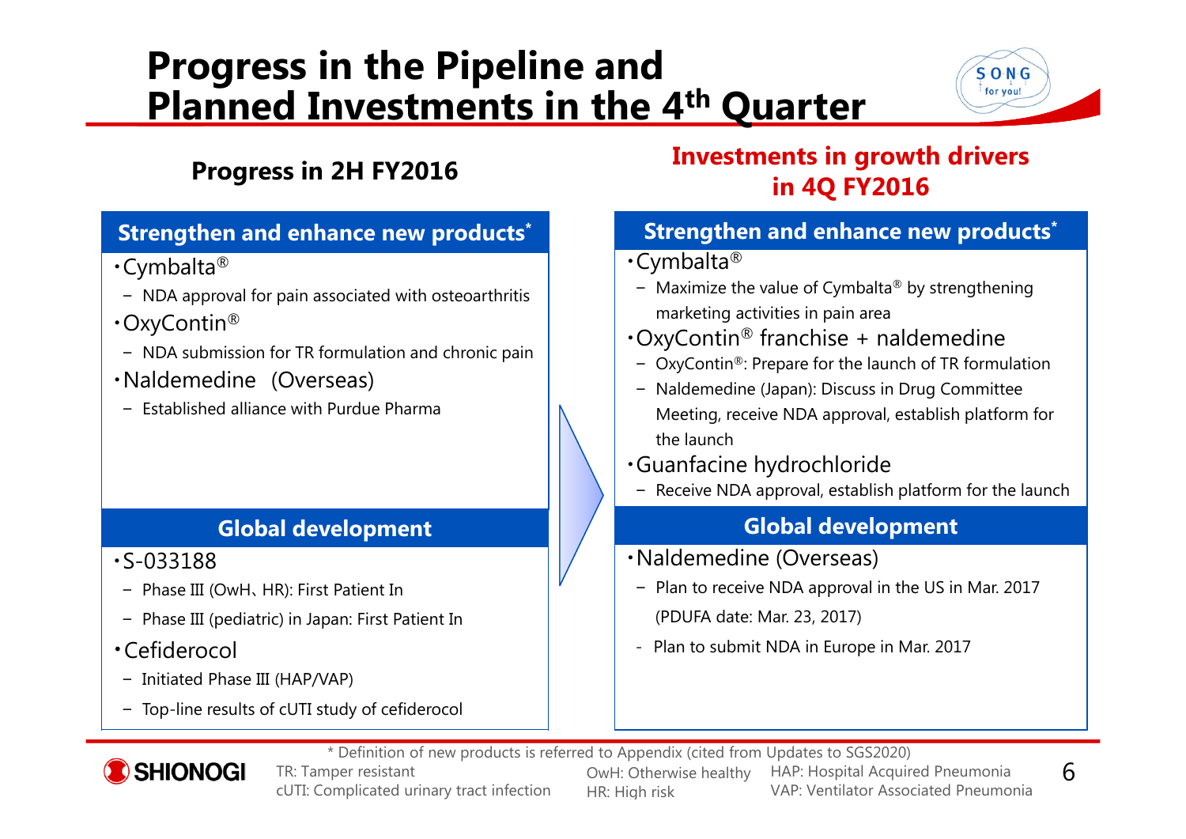# Progress in the Pipeline and Planned Investments in the 4th Quarter

## Progress in 2H FY2016

### Strengthen and enhance new products*

- Cymbalta®
  - NDA approval for pain associated with osteoarthritis
- OxyContin®
  - NDA submission for TR formulation and chronic pain
- Naldemedine (Overseas)
  - Established alliance with Purdue Pharma

### Global development

- S-033188
  - Phase III (OwH、HR): First Patient In
  - Phase III (pediatric) in Japan: First Patient In
- Cefiderocol
  - Initiated Phase III (HAP/VAP)
  - Top-line results of cUTI study of cefiderocol

## Investments in growth drivers in 4Q FY2016

### Strengthen and enhance new products*

- Cymbalta®
  - Maximize the value of Cymbalta® by strengthening marketing activities in pain area
- OxyContin® franchise + naldemedine
  - OxyContin®: Prepare for the launch of TR formulation
  - Naldemedine (Japan): Discuss in Drug Committee Meeting, receive NDA approval, establish platform for the launch
- Guanfacine hydrochloride
  - Receive NDA approval, establish platform for the launch

### Global development

- Naldemedine (Overseas)
  - Plan to receive NDA approval in the US in Mar. 2017 (PDUFA date: Mar. 23, 2017)
  - Plan to submit NDA in Europe in Mar. 2017

* Definition of new products is referred to Appendix (cited from Updates to SGS2020)

TR: Tamper resistant
cUTI: Complicated urinary tract infection
OwH: Otherwise healthy
HR: High risk
HAP: Hospital Acquired Pneumonia
VAP: Ventilator Associated Pneumonia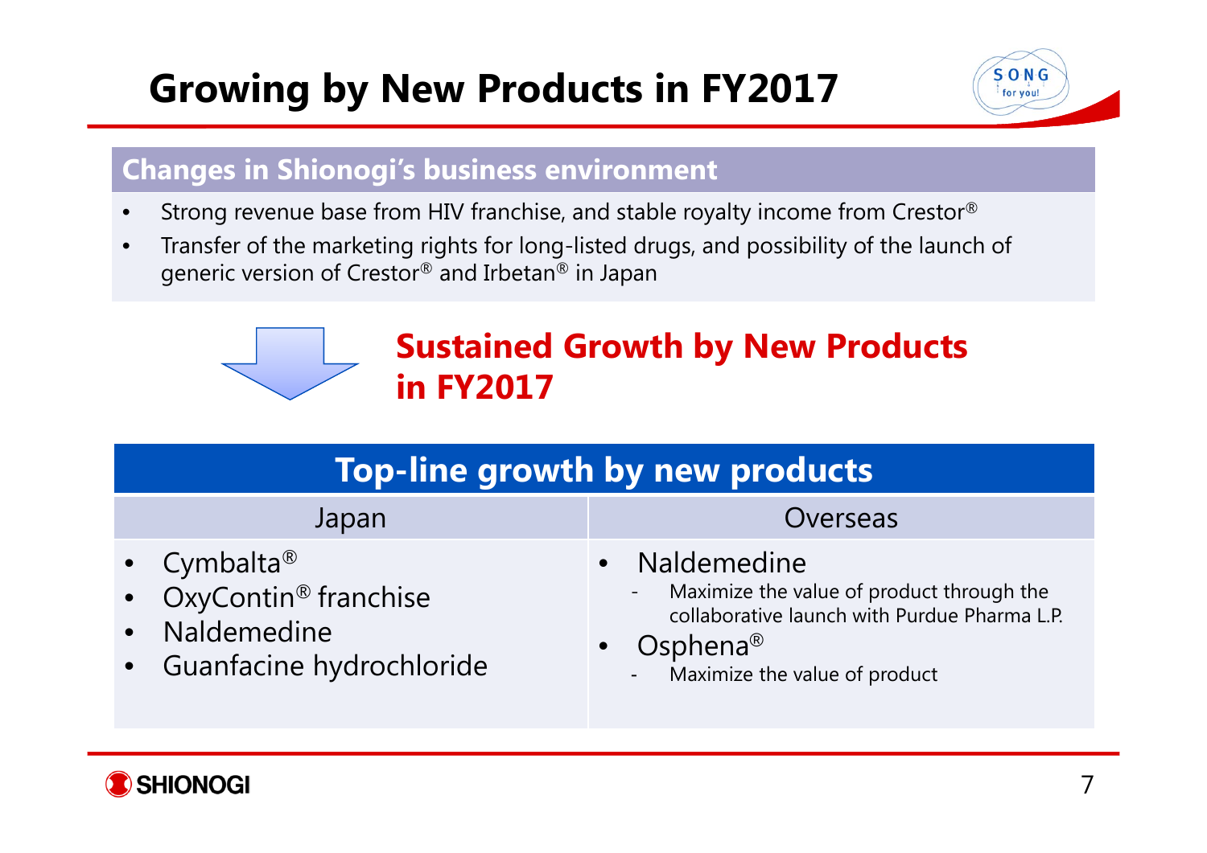# Growing by New Products in FY2017

## Changes in Shionogi's business environment

- Strong revenue base from HIV franchise, and stable royalty income from Crestor®
- Transfer of the marketing rights for long-listed drugs, and possibility of the launch of generic version of Crestor® and Irbetan® in Japan

**Sustained Growth by New Products in FY2017**

## Top-line growth by new products

| Japan | Overseas |
|---|---|
| • Cymbalta®<br>• OxyContin® franchise<br>• Naldemedine<br>• Guanfacine hydrochloride | • Naldemedine<br>  - Maximize the value of product through the collaborative launch with Purdue Pharma L.P.<br>• Osphena®<br>  - Maximize the value of product |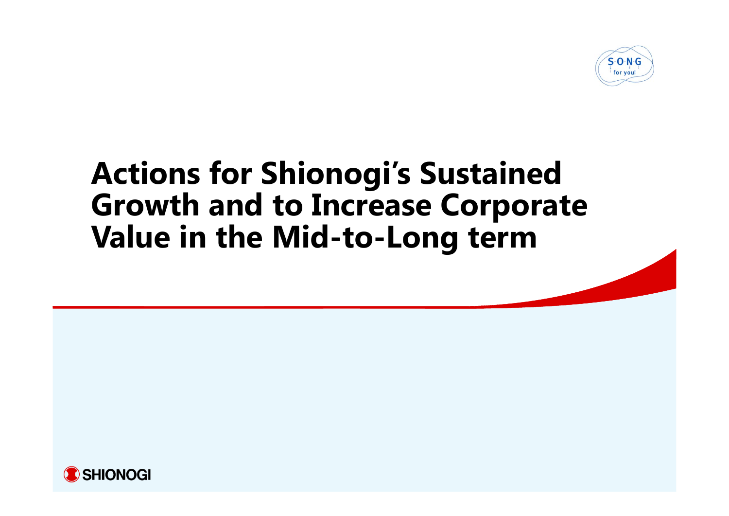# Actions for Shionogi's Sustained Growth and to Increase Corporate Value in the Mid-to-Long term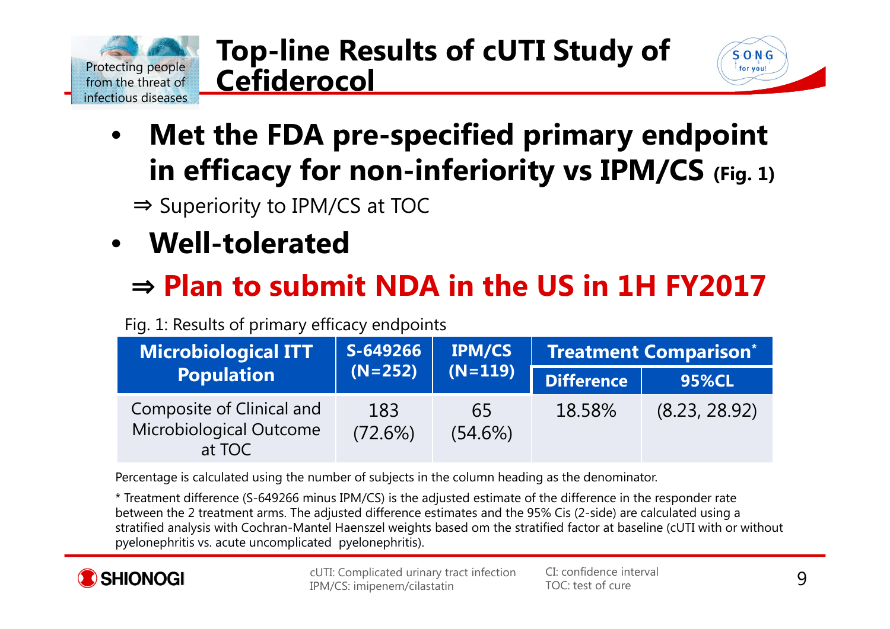# Top-line Results of cUTI Study of Cefiderocol

- **Met the FDA pre-specified primary endpoint in efficacy for non-inferiority vs IPM/CS (Fig. 1)**

  ⇒ Superiority to IPM/CS at TOC

- **Well-tolerated**

  ⇒ **Plan to submit NDA in the US in 1H FY2017**

Fig. 1: Results of primary efficacy endpoints

| Microbiological ITT Population | S-649266 (N=252) | IPM/CS (N=119) | Treatment Comparison* | |
|---|---|---|---|---|
| | | | Difference | 95%CL |
| Composite of Clinical and Microbiological Outcome at TOC | 183 (72.6%) | 65 (54.6%) | 18.58% | (8.23, 28.92) |

Percentage is calculated using the number of subjects in the column heading as the denominator.

* Treatment difference (S-649266 minus IPM/CS) is the adjusted estimate of the difference in the responder rate between the 2 treatment arms. The adjusted difference estimates and the 95% Cis (2-side) are calculated using a stratified analysis with Cochran-Mantel Haenszel weights based om the stratified factor at baseline (cUTI with or without pyelonephritis vs. acute uncomplicated pyelonephritis).

cUTI: Complicated urinary tract infection
IPM/CS: imipenem/cilastatin
CI: confidence interval
TOC: test of cure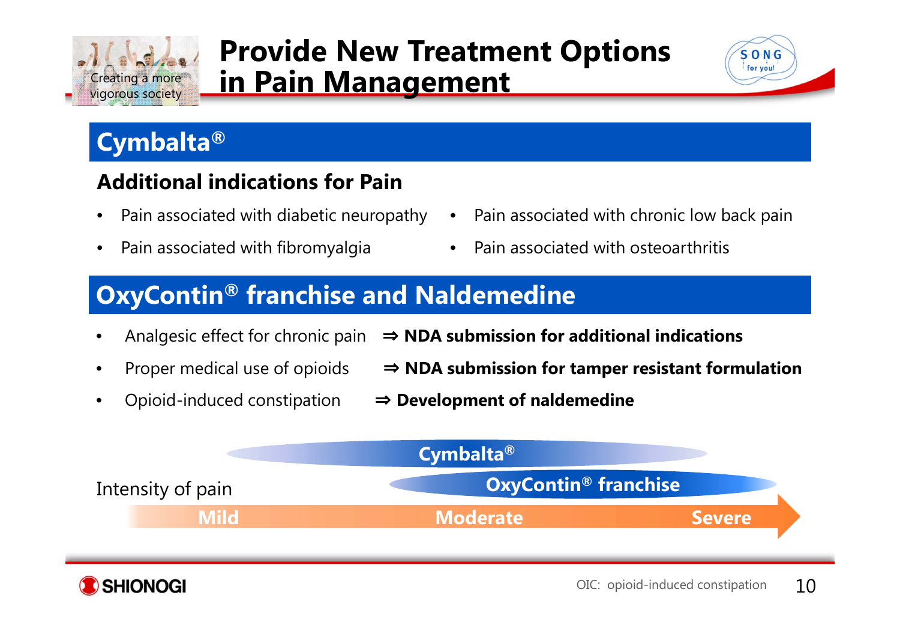# Provide New Treatment Options in Pain Management

## Cymbalta®

### Additional indications for Pain

- Pain associated with diabetic neuropathy
- Pain associated with fibromyalgia
- Pain associated with chronic low back pain
- Pain associated with osteoarthritis

## OxyContin® franchise and Naldemedine

- Analgesic effect for chronic pain ⇒ **NDA submission for additional indications**
- Proper medical use of opioids ⇒ **NDA submission for tamper resistant formulation**
- Opioid-induced constipation ⇒ **Development of naldemedine**

**Cymbalta®**

**OxyContin® franchise**

Intensity of pain: **Mild** → **Moderate** → **Severe**

OIC: opioid-induced constipation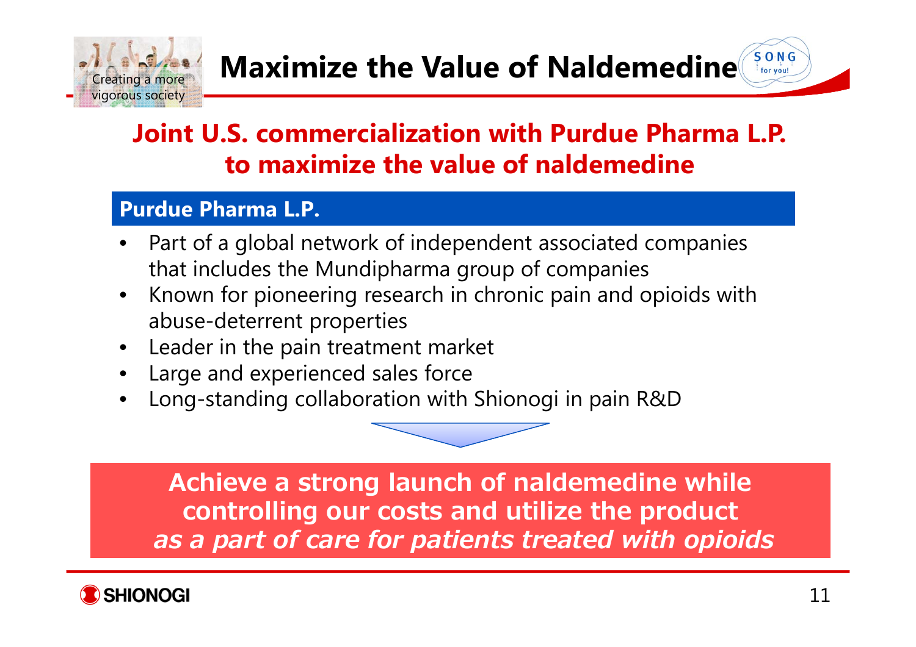# Maximize the Value of Naldemedine

## Joint U.S. commercialization with Purdue Pharma L.P. to maximize the value of naldemedine

### Purdue Pharma L.P.

- Part of a global network of independent associated companies that includes the Mundipharma group of companies
- Known for pioneering research in chronic pain and opioids with abuse-deterrent properties
- Leader in the pain treatment market
- Large and experienced sales force
- Long-standing collaboration with Shionogi in pain R&D

**Achieve a strong launch of naldemedine while controlling our costs and utilize the product *as a part of care for patients treated with opioids***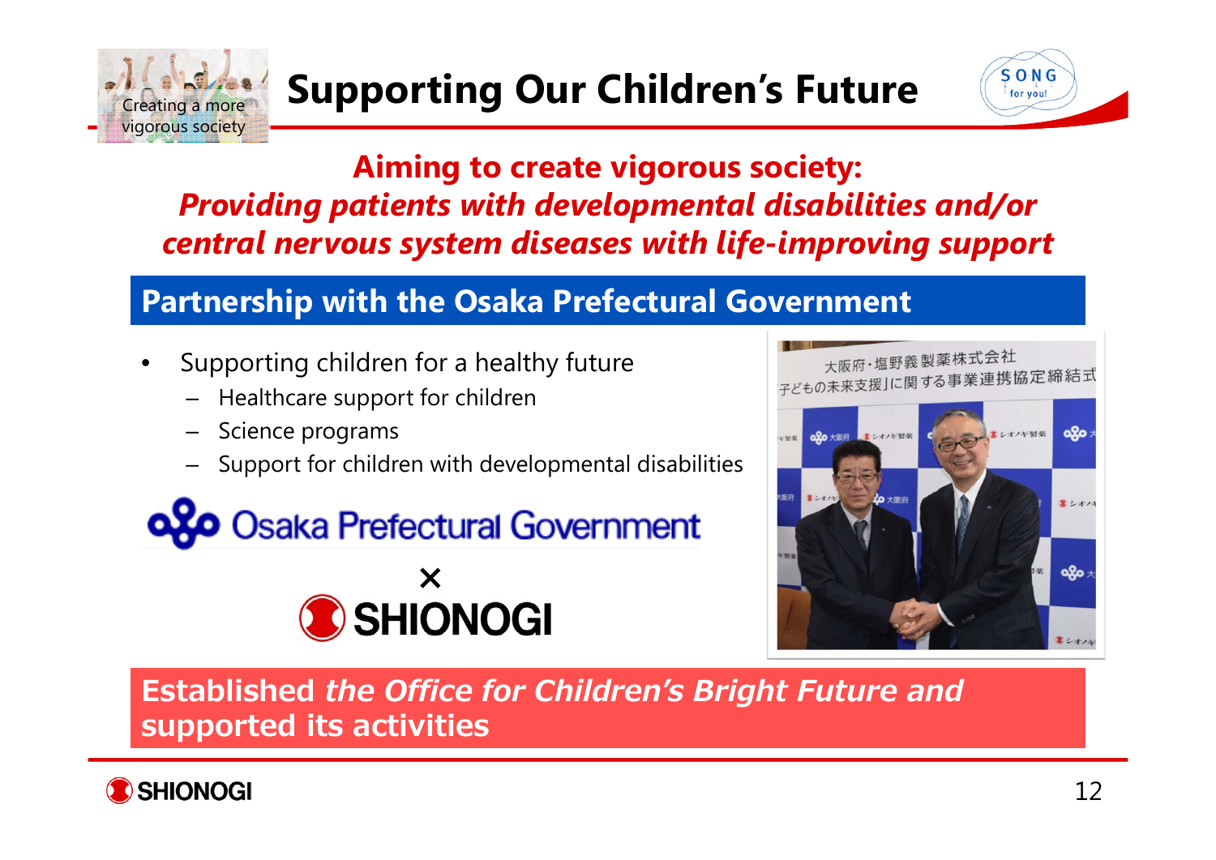# Supporting Our Children's Future

Creating a more vigorous society

SONG for you!

**Aiming to create vigorous society:**
***Providing patients with developmental disabilities and/or central nervous system diseases with life-improving support***

## Partnership with the Osaka Prefectural Government

- Supporting children for a healthy future
  - Healthcare support for children
  - Science programs
  - Support for children with developmental disabilities

Osaka Prefectural Government × SHIONOGI

大阪府・塩野義製薬株式会社
「子どもの未来支援」に関する事業連携協定締結式

**Established *the Office for Children's Bright Future and* supported its activities**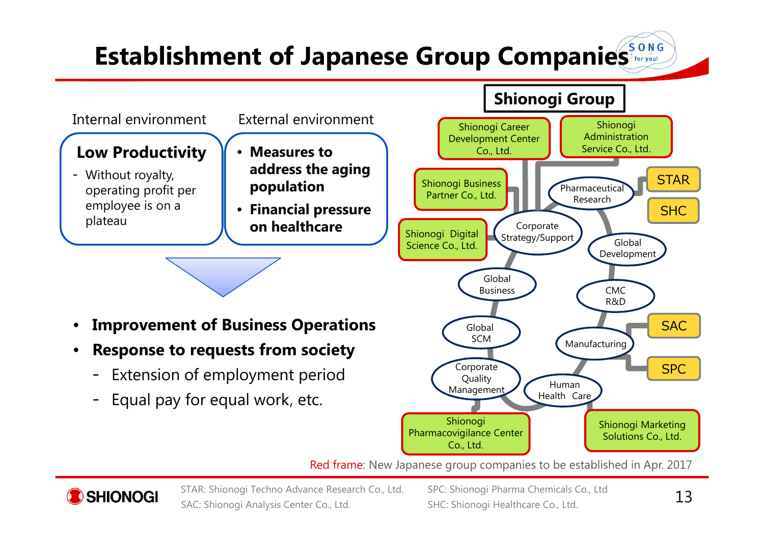# Establishment of Japanese Group Companies

| Internal environment | External environment |
| --- | --- |
| **Low Productivity** - Without royalty, operating profit per employee is on a plateau | • **Measures to address the aging population** • **Financial pressure on healthcare** |

- **Improvement of Business Operations**
- **Response to requests from society**
  - Extension of employment period
  - Equal pay for equal work, etc.

**Shionogi Group**

- Shionogi Career Development Center Co., Ltd.
- Shionogi Administration Service Co., Ltd.
- Shionogi Business Partner Co., Ltd.
- Shionogi Digital Science Co., Ltd.
- Corporate Strategy/Support
- Pharmaceutical Research
  - STAR
  - SHC
- Global Development
- CMC R&D
- Manufacturing
  - SAC
  - SPC
- Human Health Care
- Global Business
- Global SCM
- Corporate Quality Management
- Shionogi Pharmacovigilance Center Co., Ltd.
- Shionogi Marketing Solutions Co., Ltd.

Red frame: New Japanese group companies to be established in Apr. 2017

STAR: Shionogi Techno Advance Research Co., Ltd.
SAC: Shionogi Analysis Center Co., Ltd.
SPC: Shionogi Pharma Chemicals Co., Ltd
SHC: Shionogi Healthcare Co., Ltd.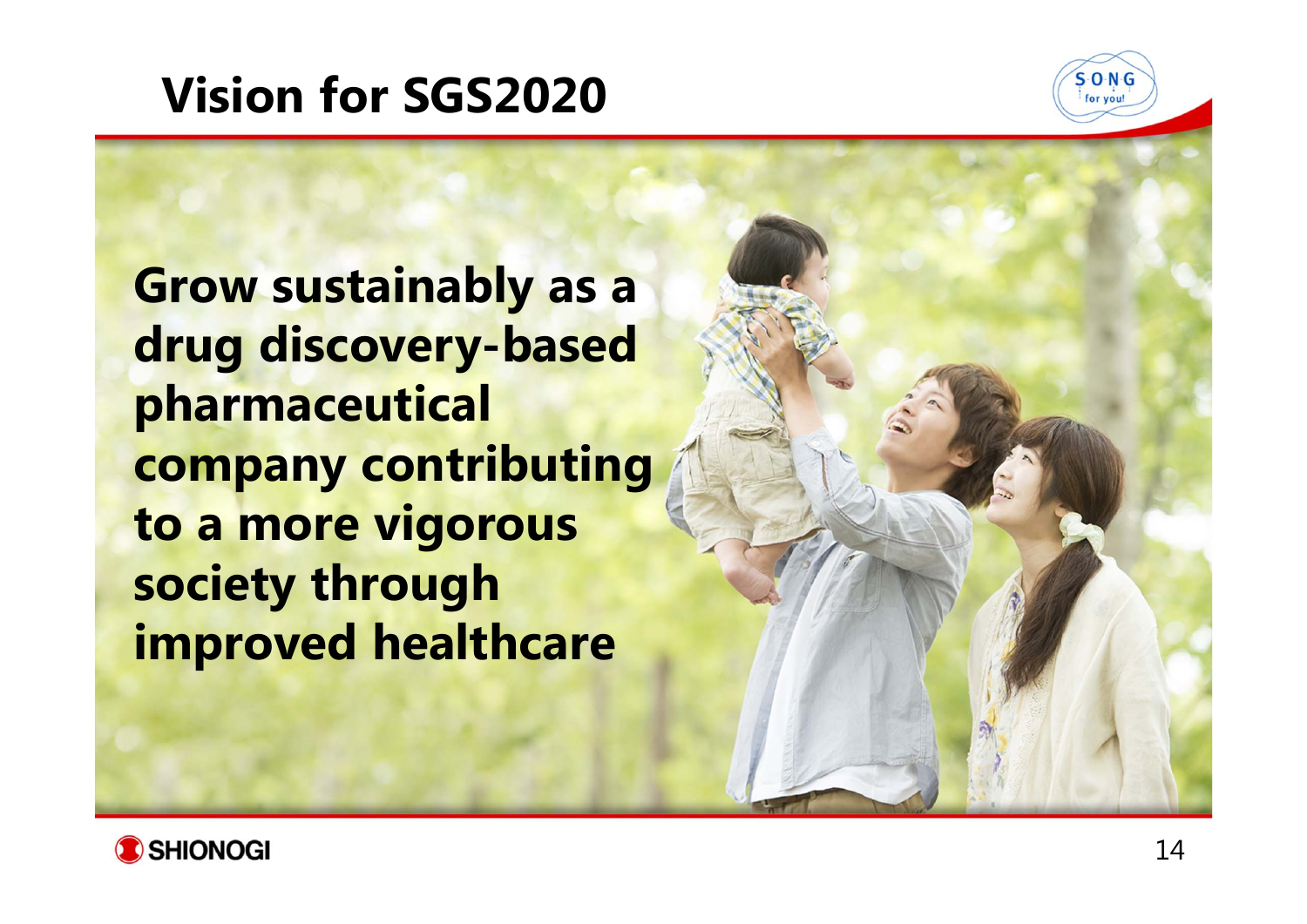# Vision for SGS2020

**Grow sustainably as a drug discovery-based pharmaceutical company contributing to a more vigorous society through improved healthcare**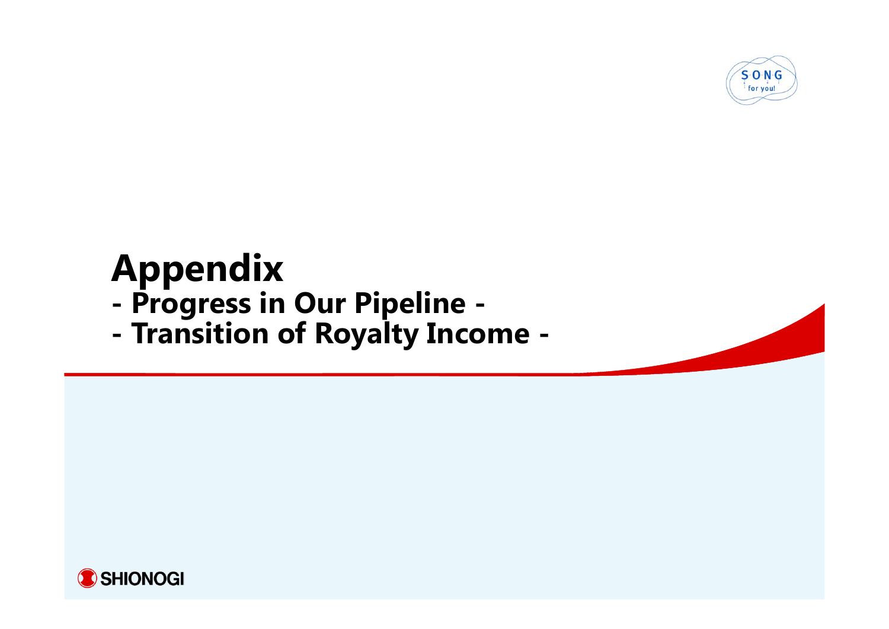# Appendix
## - Progress in Our Pipeline -
## - Transition of Royalty Income -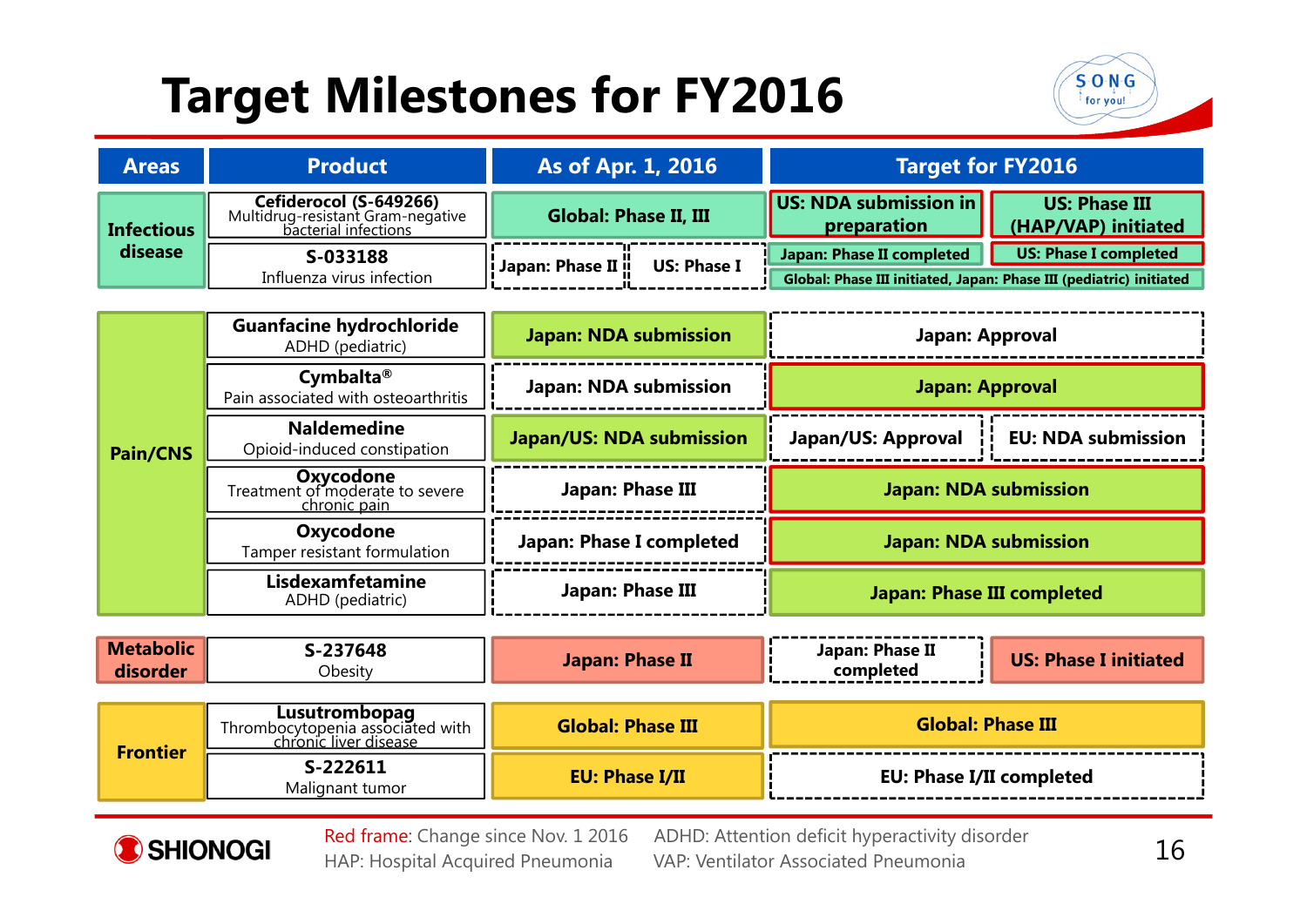# Target Milestones for FY2016

| Areas | Product | As of Apr. 1, 2016 | | Target for FY2016 | |
|---|---|---|---|---|---|
| Infectious disease | **Cefiderocol (S-649266)** Multidrug-resistant Gram-negative bacterial infections | Global: Phase II, III | | US: NDA submission in preparation | US: Phase III (HAP/VAP) initiated |
| | **S-033188** Influenza virus infection | Japan: Phase II | US: Phase I | Japan: Phase II completed / Global: Phase III initiated, Japan: Phase III (pediatric) initiated | US: Phase I completed |
| Pain/CNS | **Guanfacine hydrochloride** ADHD (pediatric) | Japan: NDA submission | | Japan: Approval | |
| | **Cymbalta®** Pain associated with osteoarthritis | Japan: NDA submission | | Japan: Approval | |
| | **Naldemedine** Opioid-induced constipation | Japan/US: NDA submission | | Japan/US: Approval | EU: NDA submission |
| | **Oxycodone** Treatment of moderate to severe chronic pain | Japan: Phase III | | Japan: NDA submission | |
| | **Oxycodone** Tamper resistant formulation | Japan: Phase I completed | | Japan: NDA submission | |
| | **Lisdexamfetamine** ADHD (pediatric) | Japan: Phase III | | Japan: Phase III completed | |
| Metabolic disorder | **S-237648** Obesity | Japan: Phase II | | Japan: Phase II completed | US: Phase I initiated |
| Frontier | **Lusutrombopag** Thrombocytopenia associated with chronic liver disease | Global: Phase III | | Global: Phase III | |
| | **S-222611** Malignant tumor | EU: Phase I/II | | EU: Phase I/II completed | |

Red frame: Change since Nov. 1 2016
HAP: Hospital Acquired Pneumonia
ADHD: Attention deficit hyperactivity disorder
VAP: Ventilator Associated Pneumonia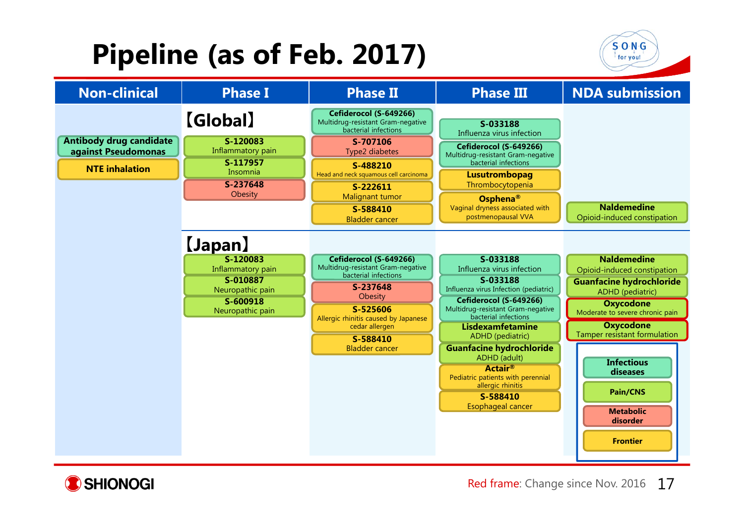# Pipeline (as of Feb. 2017)

| | Non-clinical | Phase I | Phase II | Phase III | NDA submission |
|---|---|---|---|---|---|
| **【Global】** | **Antibody drug candidate against Pseudomonas**<br>**NTE inhalation** | **S-120083** Inflammatory pain<br>**S-117957** Insomnia<br>**S-237648** Obesity | **Cefiderocol (S-649266)** Multidrug-resistant Gram-negative bacterial infections<br>**S-707106** Type2 diabetes<br>**S-488210** Head and neck squamous cell carcinoma<br>**S-222611** Malignant tumor<br>**S-588410** Bladder cancer | **S-033188** Influenza virus infection<br>**Cefiderocol (S-649266)** Multidrug-resistant Gram-negative bacterial infections<br>**Lusutrombopag** Thrombocytopenia<br>**Osphena®** Vaginal dryness associated with postmenopausal VVA | **Naldemedine** Opioid-induced constipation |
| **【Japan】** | | **S-120083** Inflammatory pain<br>**S-010887** Neuropathic pain<br>**S-600918** Neuropathic pain | **Cefiderocol (S-649266)** Multidrug-resistant Gram-negative bacterial infections<br>**S-237648** Obesity<br>**S-525606** Allergic rhinitis caused by Japanese cedar allergen<br>**S-588410** Bladder cancer | **S-033188** Influenza virus infection<br>**S-033188** Influenza virus Infection (pediatric)<br>**Cefiderocol (S-649266)** Multidrug-resistant Gram-negative bacterial infections<br>**Lisdexamfetamine** ADHD (pediatric)<br>**Guanfacine hydrochloride** ADHD (adult)<br>**Actair®** Pediatric patients with perennial allergic rhinitis<br>**S-588410** Esophageal cancer | **Naldemedine** Opioid-induced constipation<br>**Guanfacine hydrochloride** ADHD (pediatric)<br>**Oxycodone** Moderate to severe chronic pain<br>**Oxycodone** Tamper resistant formulation |

Legend: Infectious diseases / Pain/CNS / Metabolic disorder / Frontier

Red frame: Change since Nov. 2016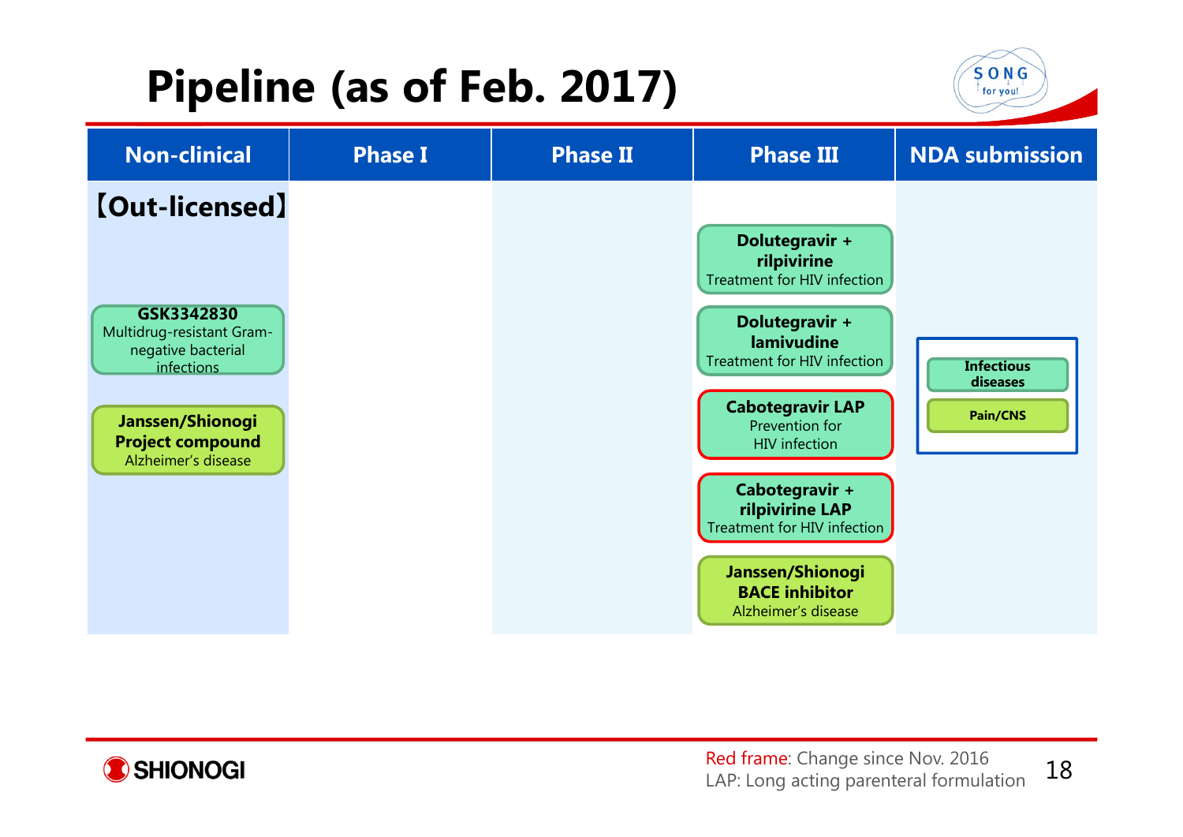# Pipeline (as of Feb. 2017)

| Non-clinical | Phase I | Phase II | Phase III | NDA submission |
|---|---|---|---|---|
| 【Out-licensed】 | | | | |
| **GSK3342830** Multidrug-resistant Gram-negative bacterial infections | | | **Dolutegravir + rilpivirine** Treatment for HIV infection | **Infectious diseases** |
| **Janssen/Shionogi Project compound** Alzheimer's disease | | | **Dolutegravir + lamivudine** Treatment for HIV infection | **Pain/CNS** |
| | | | **Cabotegravir LAP** Prevention for HIV infection | |
| | | | **Cabotegravir + rilpivirine LAP** Treatment for HIV infection | |
| | | | **Janssen/Shionogi BACE inhibitor** Alzheimer's disease | |

Red frame: Change since Nov. 2016 (Cabotegravir LAP; Cabotegravir + rilpivirine LAP)

LAP: Long acting parenteral formulation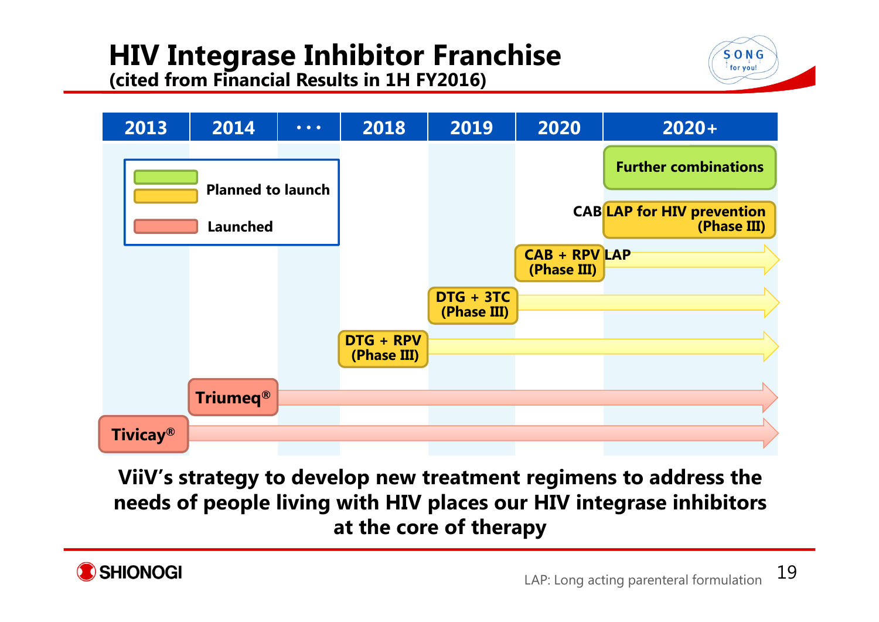# HIV Integrase Inhibitor Franchise

**(cited from Financial Results in 1H FY2016)**

| 2013 | 2014 | ・・・ | 2018 | 2019 | 2020 | 2020+ |
|---|---|---|---|---|---|---|
| | | | | | | Further combinations |
| | | | | | | CAB LAP for HIV prevention (Phase III) |
| | | | | | CAB + RPV LAP (Phase III) | → |
| | | | | DTG + 3TC (Phase III) | → | → |
| | | | DTG + RPV (Phase III) | → | → | → |
| | Triumeq® | → | → | → | → | → |
| Tivicay® | → | → | → | → | → | → |

Legend: Green/Yellow = Planned to launch; Red = Launched

**ViiV's strategy to develop new treatment regimens to address the needs of people living with HIV places our HIV integrase inhibitors at the core of therapy**

LAP: Long acting parenteral formulation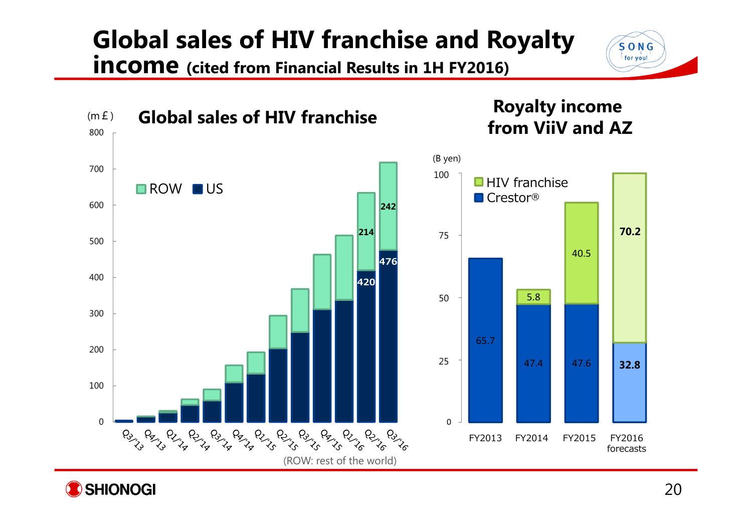# Global sales of HIV franchise and Royalty income (cited from Financial Results in 1H FY2016)

## Global sales of HIV franchise

(m £)

| | Q3/'13 | Q4/'13 | Q1/'14 | Q2/'14 | Q3/'14 | Q4/'14 | Q1/'15 | Q2/'15 | Q3/'15 | Q4/'15 | Q1/'16 | Q2/'16 | Q3/'16 |
|---|---|---|---|---|---|---|---|---|---|---|---|---|---|
| ROW | | | | | | | | | | | | 214 | 242 |
| US | | | | | | | | | | | | 420 | 476 |

(ROW: rest of the world)

## Royalty income from ViiV and AZ

(B yen)

| | FY2013 | FY2014 | FY2015 | FY2016 forecasts |
|---|---|---|---|---|
| HIV franchise | | 5.8 | 40.5 | 70.2 |
| Crestor® | 65.7 | 47.4 | 47.6 | 32.8 |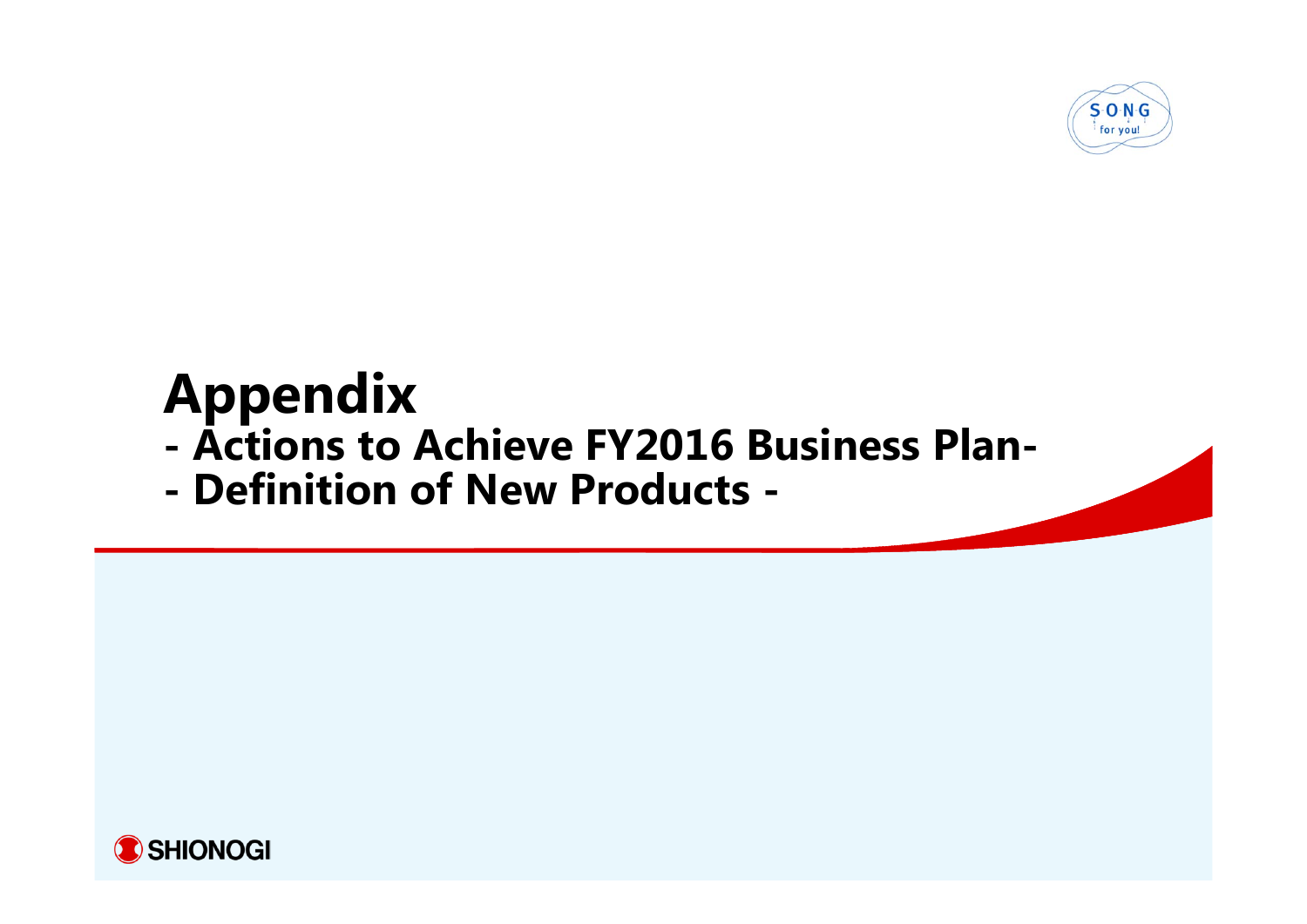# Appendix

## - Actions to Achieve FY2016 Business Plan-

## - Definition of New Products -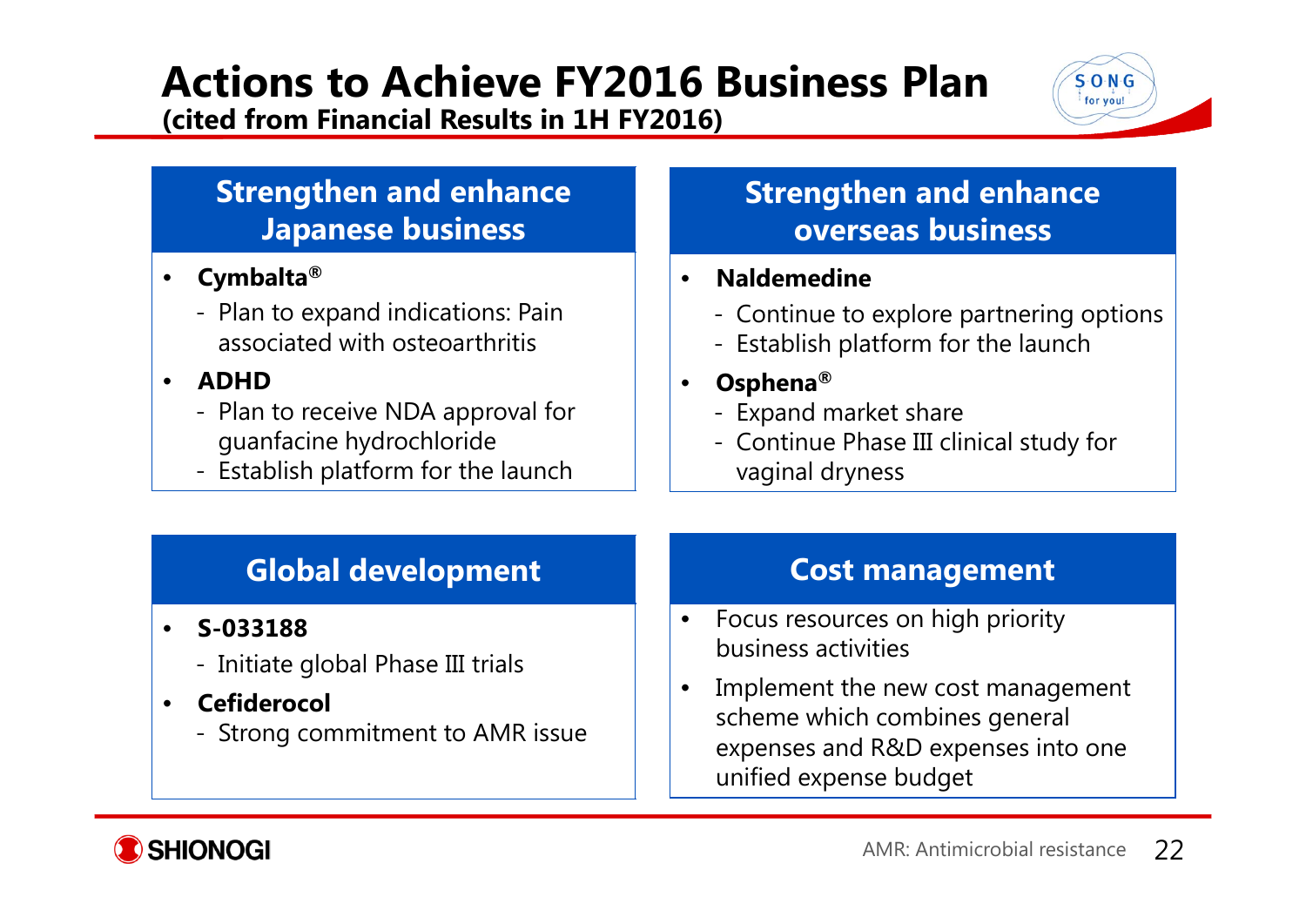# Actions to Achieve FY2016 Business Plan

**(cited from Financial Results in 1H FY2016)**

## Strengthen and enhance Japanese business

- **Cymbalta®**
  - Plan to expand indications: Pain associated with osteoarthritis
- **ADHD**
  - Plan to receive NDA approval for guanfacine hydrochloride
  - Establish platform for the launch

## Strengthen and enhance overseas business

- **Naldemedine**
  - Continue to explore partnering options
  - Establish platform for the launch
- **Osphena®**
  - Expand market share
  - Continue Phase III clinical study for vaginal dryness

## Global development

- **S-033188**
  - Initiate global Phase III trials
- **Cefiderocol**
  - Strong commitment to AMR issue

## Cost management

- Focus resources on high priority business activities
- Implement the new cost management scheme which combines general expenses and R&D expenses into one unified expense budget

AMR: Antimicrobial resistance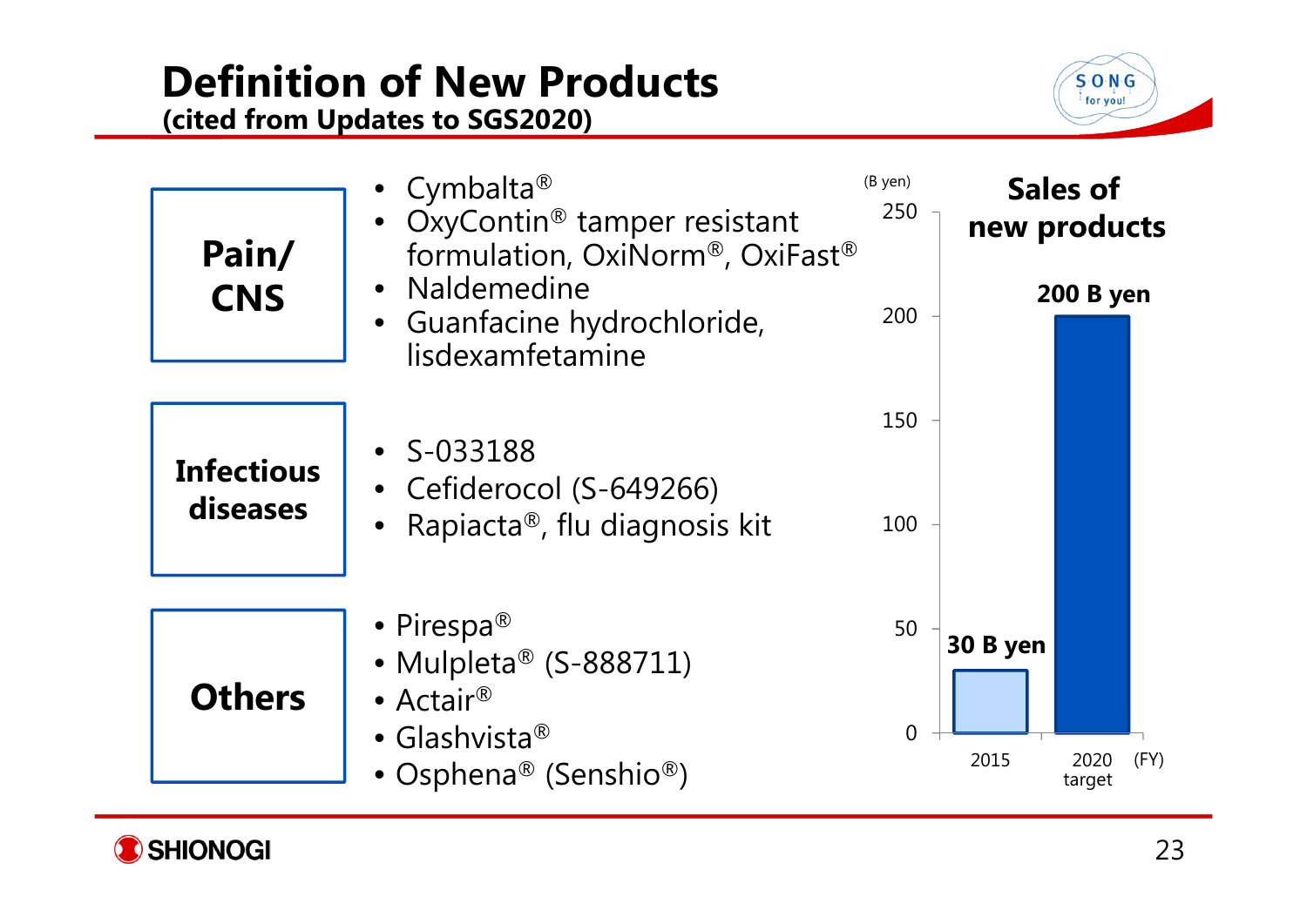# Definition of New Products

**(cited from Updates to SGS2020)**

### Pain/ CNS

- Cymbalta®
- OxyContin® tamper resistant formulation, OxiNorm®, OxiFast®
- Naldemedine
- Guanfacine hydrochloride, lisdexamfetamine

### Infectious diseases

- S-033188
- Cefiderocol (S-649266)
- Rapiacta®, flu diagnosis kit

### Others

- Pirespa®
- Mulpleta® (S-888711)
- Actair®
- Glashvista®
- Osphena® (Senshio®)

**Sales of new products**

| (FY) | Sales (B yen) |
| --- | --- |
| 2015 | 30 B yen |
| 2020 target | 200 B yen |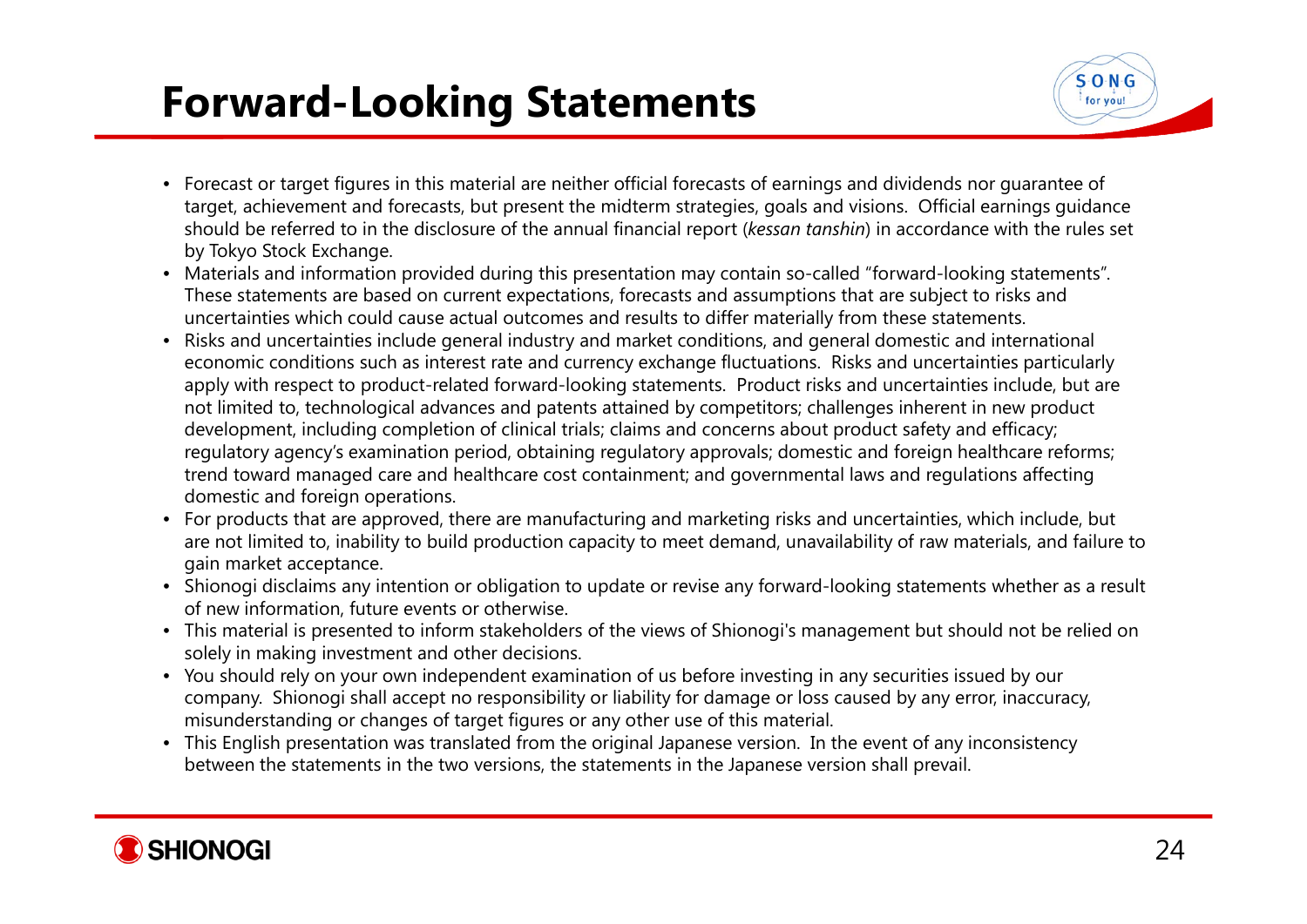# Forward-Looking Statements

- Forecast or target figures in this material are neither official forecasts of earnings and dividends nor guarantee of target, achievement and forecasts, but present the midterm strategies, goals and visions. Official earnings guidance should be referred to in the disclosure of the annual financial report (*kessan tanshin*) in accordance with the rules set by Tokyo Stock Exchange.
- Materials and information provided during this presentation may contain so-called "forward-looking statements". These statements are based on current expectations, forecasts and assumptions that are subject to risks and uncertainties which could cause actual outcomes and results to differ materially from these statements.
- Risks and uncertainties include general industry and market conditions, and general domestic and international economic conditions such as interest rate and currency exchange fluctuations. Risks and uncertainties particularly apply with respect to product-related forward-looking statements. Product risks and uncertainties include, but are not limited to, technological advances and patents attained by competitors; challenges inherent in new product development, including completion of clinical trials; claims and concerns about product safety and efficacy; regulatory agency's examination period, obtaining regulatory approvals; domestic and foreign healthcare reforms; trend toward managed care and healthcare cost containment; and governmental laws and regulations affecting domestic and foreign operations.
- For products that are approved, there are manufacturing and marketing risks and uncertainties, which include, but are not limited to, inability to build production capacity to meet demand, unavailability of raw materials, and failure to gain market acceptance.
- Shionogi disclaims any intention or obligation to update or revise any forward-looking statements whether as a result of new information, future events or otherwise.
- This material is presented to inform stakeholders of the views of Shionogi's management but should not be relied on solely in making investment and other decisions.
- You should rely on your own independent examination of us before investing in any securities issued by our company. Shionogi shall accept no responsibility or liability for damage or loss caused by any error, inaccuracy, misunderstanding or changes of target figures or any other use of this material.
- This English presentation was translated from the original Japanese version. In the event of any inconsistency between the statements in the two versions, the statements in the Japanese version shall prevail.